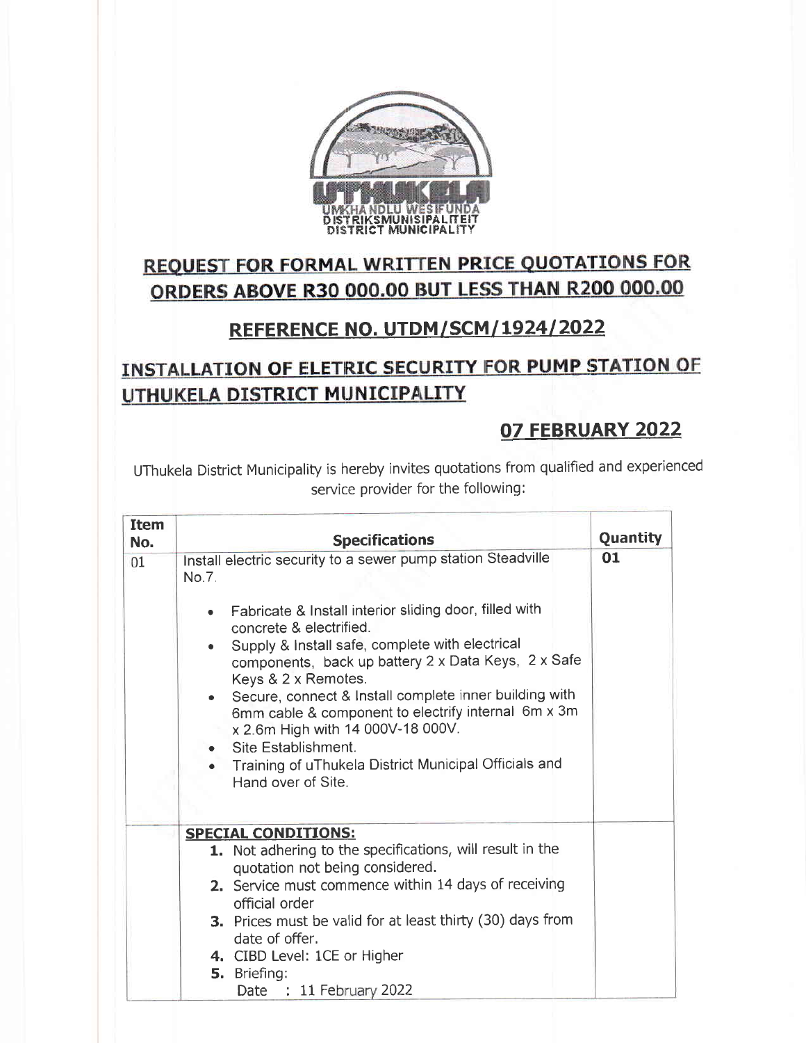UMKHANDLU WESIFUNDA
DISTRIKSMUNISIPALITEIT
DISTRICT MUNICIPALITY

# REQUEST FOR FORMAL WRITTEN PRICE QUOTATIONS FOR ORDERS ABOVE R30 000.00 BUT LESS THAN R200 000.00

## REFERENCE NO. UTDM/SCM/1924/2022

## INSTALLATION OF ELETRIC SECURITY FOR PUMP STATION OF UTHUKELA DISTRICT MUNICIPALITY

## 07 FEBRUARY 2022

UThukela District Municipality is hereby invites quotations from qualified and experienced service provider for the following:

| Item No. | Specifications | Quantity |
|---|---|---|
| 01 | Install electric security to a sewer pump station Steadville No.7.<br><br>• Fabricate & Install interior sliding door, filled with concrete & electrified.<br>• Supply & Install safe, complete with electrical components, back up battery 2 x Data Keys, 2 x Safe Keys & 2 x Remotes.<br>• Secure, connect & Install complete inner building with 6mm cable & component to electrify internal 6m x 3m x 2.6m High with 14 000V-18 000V.<br>• Site Establishment.<br>• Training of uThukela District Municipal Officials and Hand over of Site. | **01** |
| | **SPECIAL CONDITIONS:**<br>**1.** Not adhering to the specifications, will result in the quotation not being considered.<br>**2.** Service must commence within 14 days of receiving official order<br>**3.** Prices must be valid for at least thirty (30) days from date of offer.<br>**4.** CIBD Level: 1CE or Higher<br>**5.** Briefing:<br>Date : 11 February 2022 | |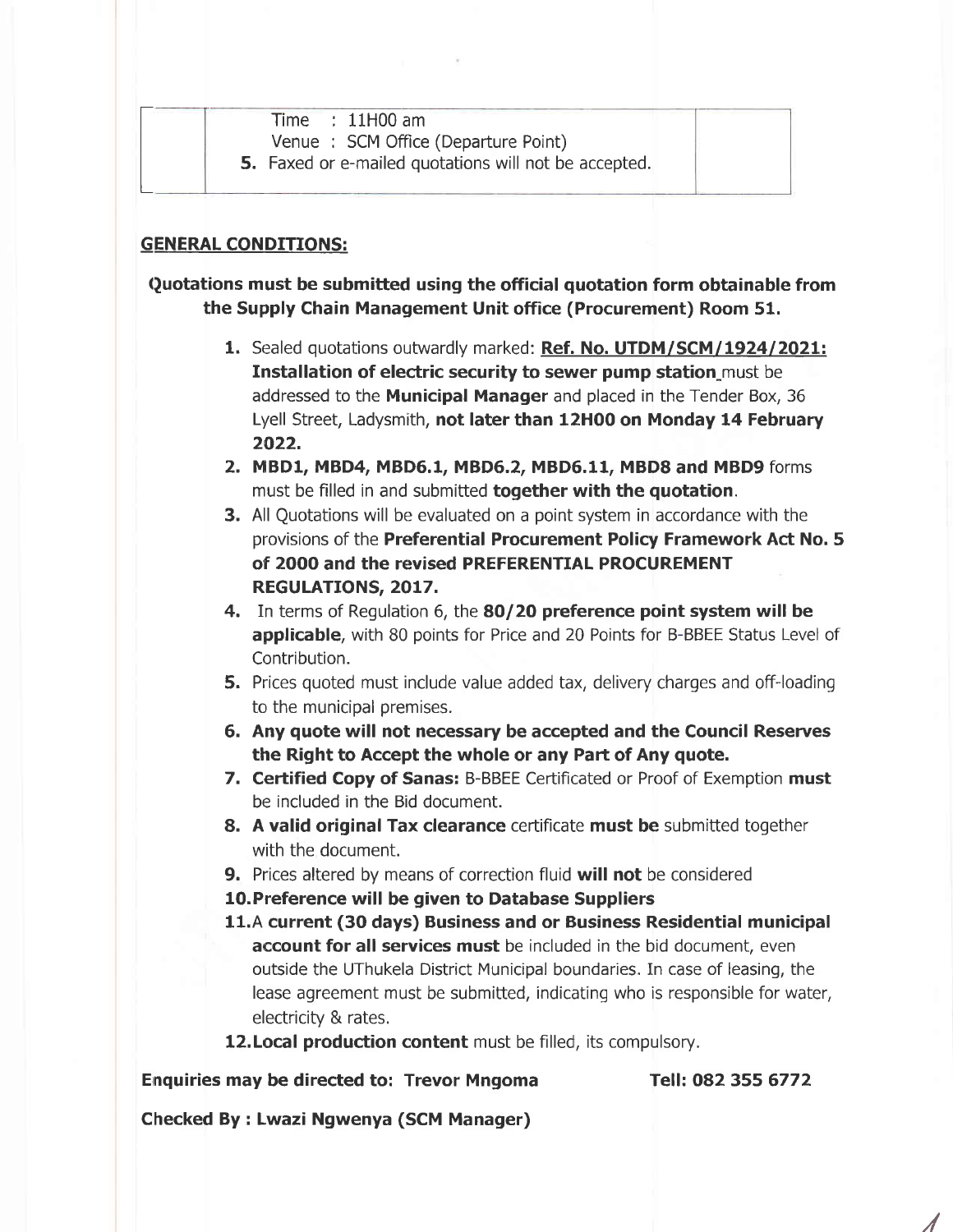| | Time : 11H00 am<br>Venue : SCM Office (Departure Point)<br>**5.** Faxed or e-mailed quotations will not be accepted. | |
|---|---|---|

## GENERAL CONDITIONS:

**Quotations must be submitted using the official quotation form obtainable from the Supply Chain Management Unit office (Procurement) Room 51.**

1. Sealed quotations outwardly marked: **Ref. No. UTDM/SCM/1924/2021: Installation of electric security to sewer pump station** must be addressed to the **Municipal Manager** and placed in the Tender Box, 36 Lyell Street, Ladysmith, **not later than 12H00 on Monday 14 February 2022.**
2. **MBD1, MBD4, MBD6.1, MBD6.2, MBD6.11, MBD8 and MBD9** forms must be filled in and submitted **together with the quotation**.
3. All Quotations will be evaluated on a point system in accordance with the provisions of the **Preferential Procurement Policy Framework Act No. 5 of 2000 and the revised PREFERENTIAL PROCUREMENT REGULATIONS, 2017.**
4. In terms of Regulation 6, the **80/20 preference point system will be applicable**, with 80 points for Price and 20 Points for B-BBEE Status Level of Contribution.
5. Prices quoted must include value added tax, delivery charges and off-loading to the municipal premises.
6. **Any quote will not necessary be accepted and the Council Reserves the Right to Accept the whole or any Part of Any quote.**
7. **Certified Copy of Sanas:** B-BBEE Certificated or Proof of Exemption **must** be included in the Bid document.
8. **A valid original Tax clearance** certificate **must be** submitted together with the document.
9. Prices altered by means of correction fluid **will not** be considered
10. **Preference will be given to Database Suppliers**
11. A **current (30 days) Business and or Business Residential municipal account for all services must** be included in the bid document, even outside the UThukela District Municipal boundaries. In case of leasing, the lease agreement must be submitted, indicating who is responsible for water, electricity & rates.
12. **Local production content** must be filled, its compulsory.

**Enquiries may be directed to: Trevor Mngoma** **Tell: 082 355 6772**

**Checked By : Lwazi Ngwenya (SCM Manager)**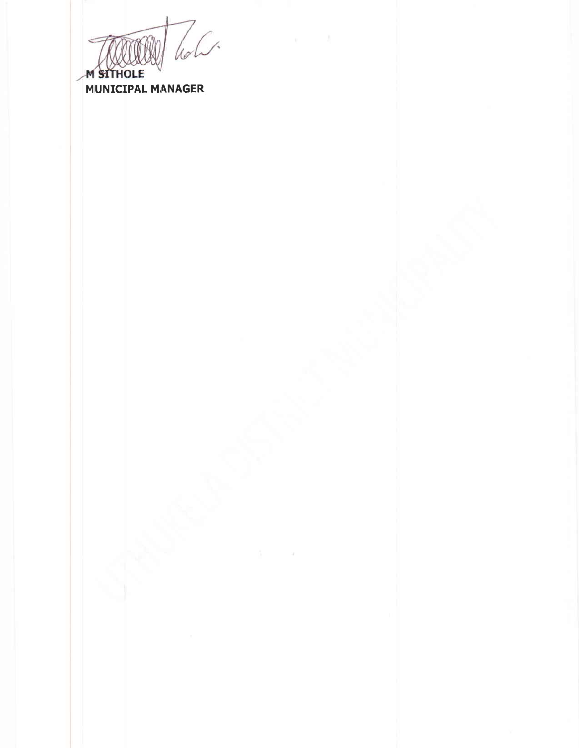**M SITHOLE**
**MUNICIPAL MANAGER**